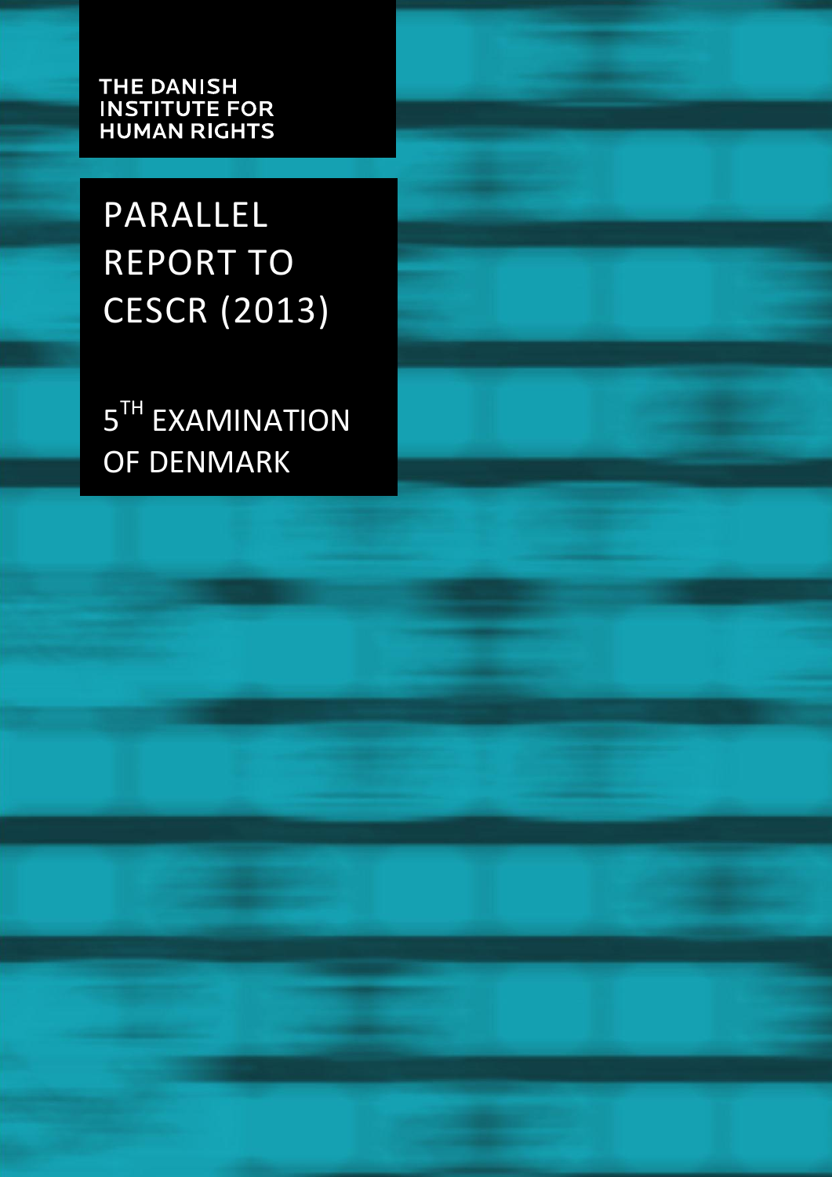THE DANISH INSTITUTE FOR HUMAN RIGHTS

# PARALLEL REPORT TO CESCR (2013)

## 5TH EXAMINATION OF DENMARK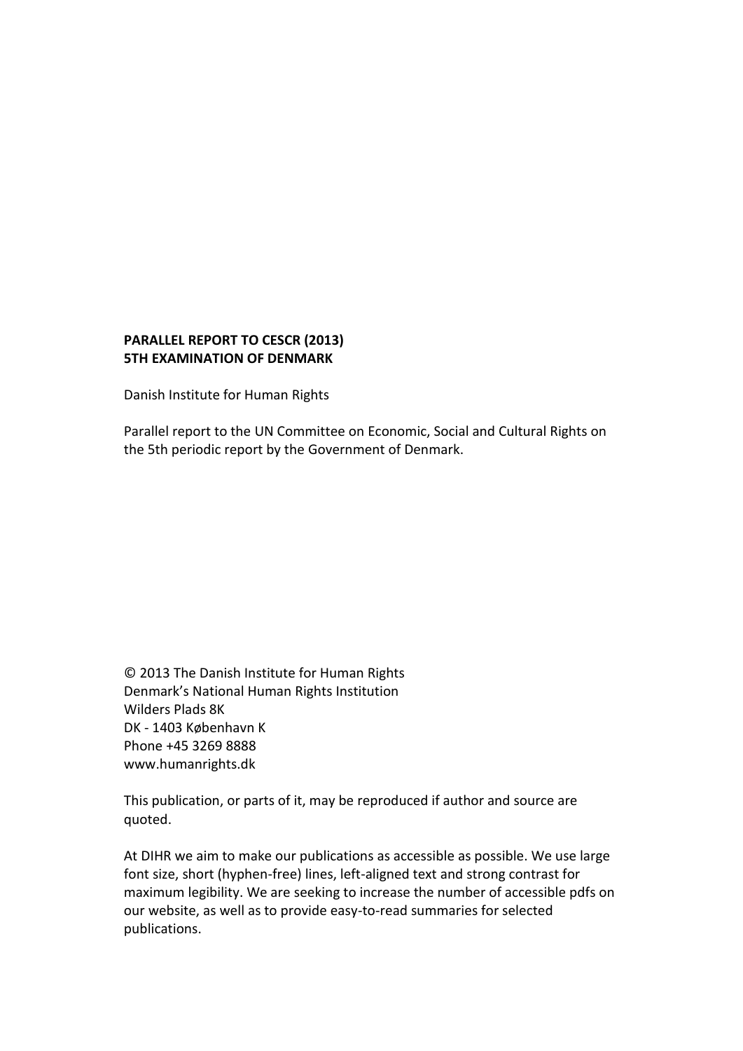**PARALLEL REPORT TO CESCR (2013)**
**5TH EXAMINATION OF DENMARK**

Danish Institute for Human Rights

Parallel report to the UN Committee on Economic, Social and Cultural Rights on the 5th periodic report by the Government of Denmark.

© 2013 The Danish Institute for Human Rights
Denmark's National Human Rights Institution
Wilders Plads 8K
DK - 1403 København K
Phone +45 3269 8888
www.humanrights.dk

This publication, or parts of it, may be reproduced if author and source are quoted.

At DIHR we aim to make our publications as accessible as possible. We use large font size, short (hyphen-free) lines, left-aligned text and strong contrast for maximum legibility. We are seeking to increase the number of accessible pdfs on our website, as well as to provide easy-to-read summaries for selected publications.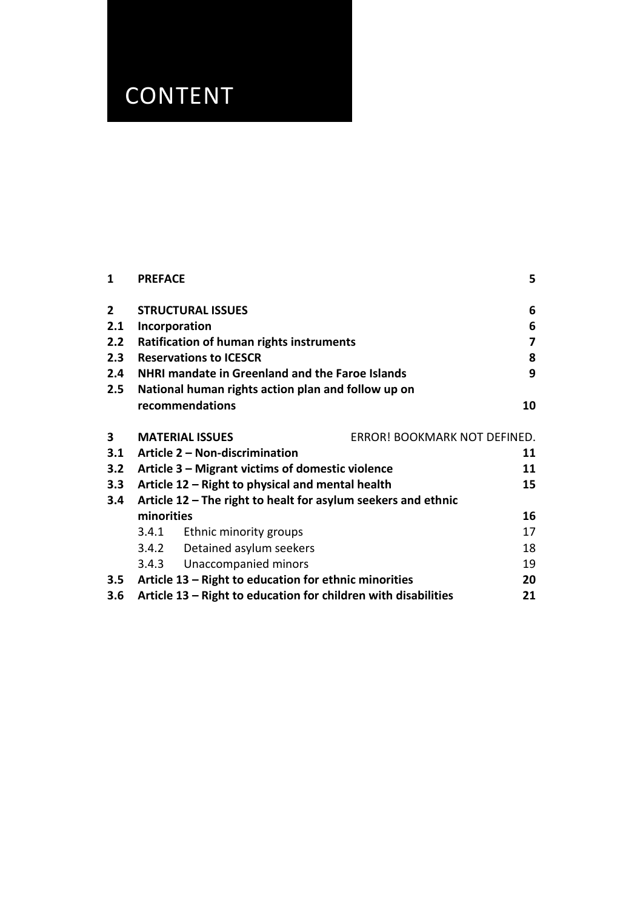# CONTENT

| | | |
|---|---|---|
| **1** | **PREFACE** | **5** |
| **2** | **STRUCTURAL ISSUES** | **6** |
| **2.1** | **Incorporation** | **6** |
| **2.2** | **Ratification of human rights instruments** | **7** |
| **2.3** | **Reservations to ICESCR** | **8** |
| **2.4** | **NHRI mandate in Greenland and the Faroe Islands** | **9** |
| **2.5** | **National human rights action plan and follow up on recommendations** | **10** |
| **3** | **MATERIAL ISSUES** | ERROR! BOOKMARK NOT DEFINED. |
| **3.1** | **Article 2 – Non-discrimination** | **11** |
| **3.2** | **Article 3 – Migrant victims of domestic violence** | **11** |
| **3.3** | **Article 12 – Right to physical and mental health** | **15** |
| **3.4** | **Article 12 – The right to healt for asylum seekers and ethnic minorities** | **16** |
| | 3.4.1 Ethnic minority groups | 17 |
| | 3.4.2 Detained asylum seekers | 18 |
| | 3.4.3 Unaccompanied minors | 19 |
| **3.5** | **Article 13 – Right to education for ethnic minorities** | **20** |
| **3.6** | **Article 13 – Right to education for children with disabilities** | **21** |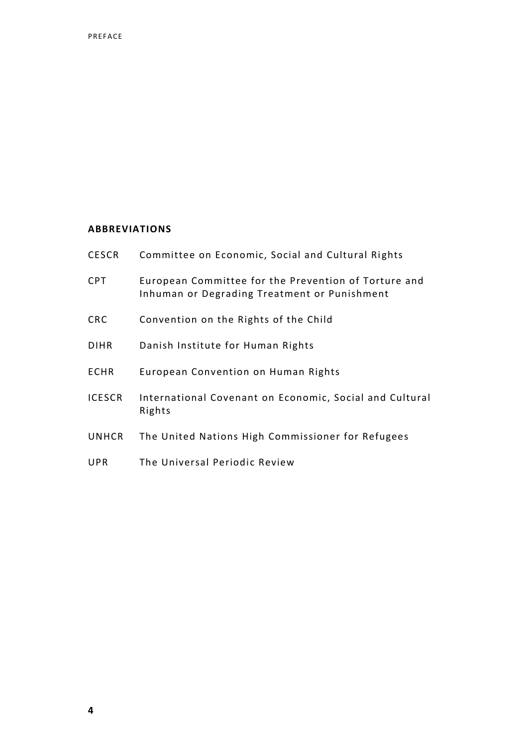## ABBREVIATIONS

| | |
|---|---|
| CESCR | Committee on Economic, Social and Cultural Rights |
| CPT | European Committee for the Prevention of Torture and Inhuman or Degrading Treatment or Punishment |
| CRC | Convention on the Rights of the Child |
| DIHR | Danish Institute for Human Rights |
| ECHR | European Convention on Human Rights |
| ICESCR | International Covenant on Economic, Social and Cultural Rights |
| UNHCR | The United Nations High Commissioner for Refugees |
| UPR | The Universal Periodic Review |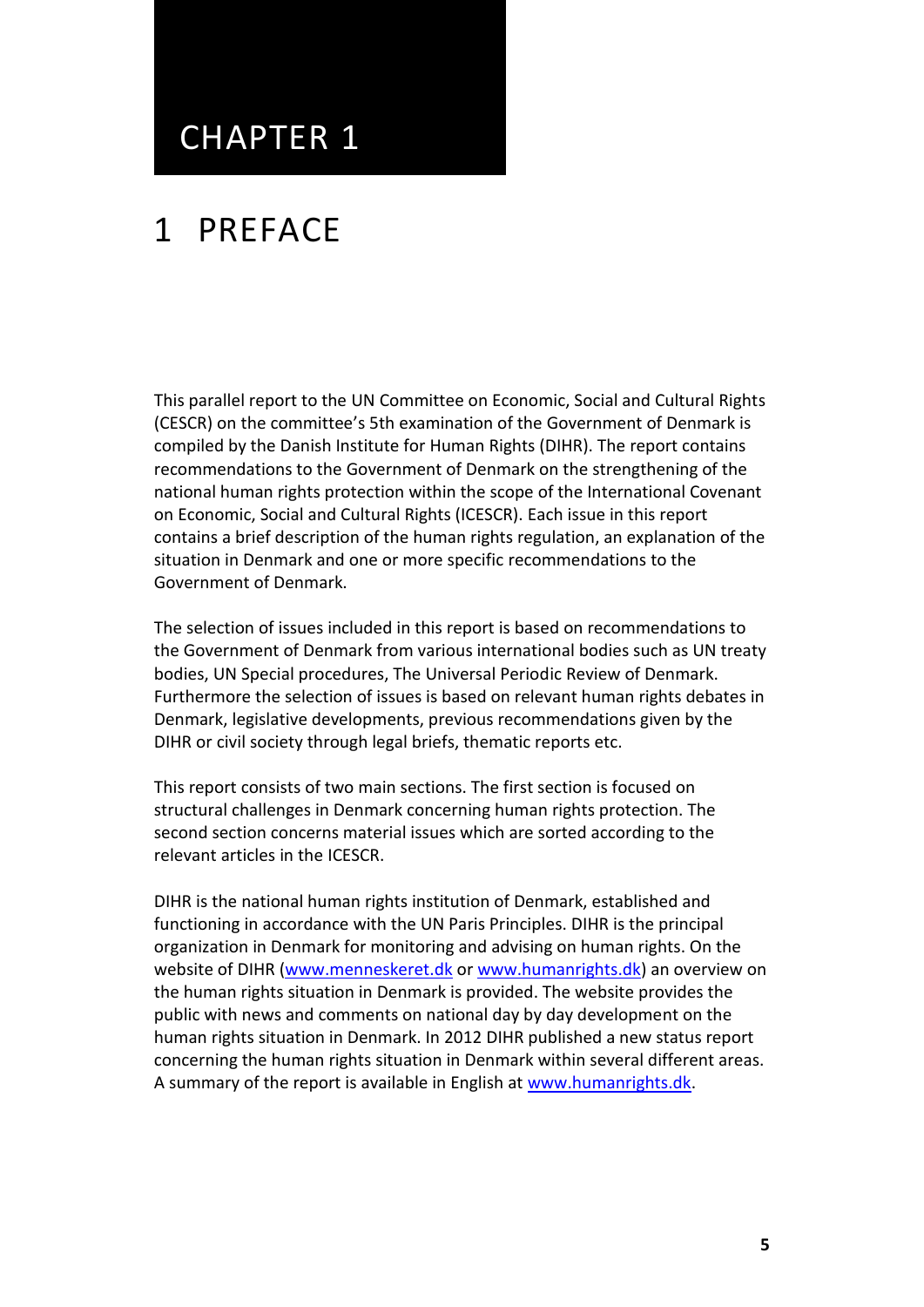# CHAPTER 1

# 1 PREFACE

This parallel report to the UN Committee on Economic, Social and Cultural Rights (CESCR) on the committee's 5th examination of the Government of Denmark is compiled by the Danish Institute for Human Rights (DIHR). The report contains recommendations to the Government of Denmark on the strengthening of the national human rights protection within the scope of the International Covenant on Economic, Social and Cultural Rights (ICESCR). Each issue in this report contains a brief description of the human rights regulation, an explanation of the situation in Denmark and one or more specific recommendations to the Government of Denmark.

The selection of issues included in this report is based on recommendations to the Government of Denmark from various international bodies such as UN treaty bodies, UN Special procedures, The Universal Periodic Review of Denmark. Furthermore the selection of issues is based on relevant human rights debates in Denmark, legislative developments, previous recommendations given by the DIHR or civil society through legal briefs, thematic reports etc.

This report consists of two main sections. The first section is focused on structural challenges in Denmark concerning human rights protection. The second section concerns material issues which are sorted according to the relevant articles in the ICESCR.

DIHR is the national human rights institution of Denmark, established and functioning in accordance with the UN Paris Principles. DIHR is the principal organization in Denmark for monitoring and advising on human rights. On the website of DIHR (www.menneskeret.dk or www.humanrights.dk) an overview on the human rights situation in Denmark is provided. The website provides the public with news and comments on national day by day development on the human rights situation in Denmark. In 2012 DIHR published a new status report concerning the human rights situation in Denmark within several different areas. A summary of the report is available in English at www.humanrights.dk.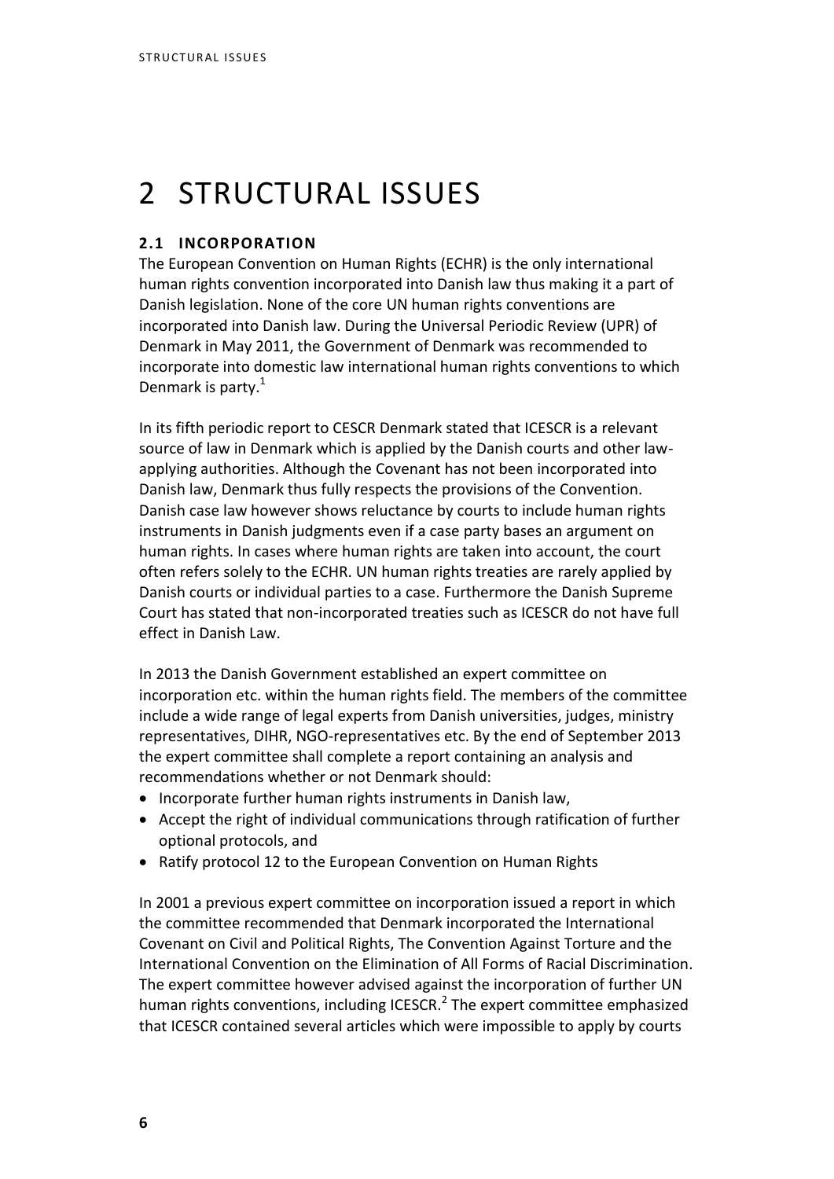# 2 STRUCTURAL ISSUES

## 2.1 INCORPORATION

The European Convention on Human Rights (ECHR) is the only international human rights convention incorporated into Danish law thus making it a part of Danish legislation. None of the core UN human rights conventions are incorporated into Danish law. During the Universal Periodic Review (UPR) of Denmark in May 2011, the Government of Denmark was recommended to incorporate into domestic law international human rights conventions to which Denmark is party.[1]

In its fifth periodic report to CESCR Denmark stated that ICESCR is a relevant source of law in Denmark which is applied by the Danish courts and other law-applying authorities. Although the Covenant has not been incorporated into Danish law, Denmark thus fully respects the provisions of the Convention. Danish case law however shows reluctance by courts to include human rights instruments in Danish judgments even if a case party bases an argument on human rights. In cases where human rights are taken into account, the court often refers solely to the ECHR. UN human rights treaties are rarely applied by Danish courts or individual parties to a case. Furthermore the Danish Supreme Court has stated that non-incorporated treaties such as ICESCR do not have full effect in Danish Law.

In 2013 the Danish Government established an expert committee on incorporation etc. within the human rights field. The members of the committee include a wide range of legal experts from Danish universities, judges, ministry representatives, DIHR, NGO-representatives etc. By the end of September 2013 the expert committee shall complete a report containing an analysis and recommendations whether or not Denmark should:

- Incorporate further human rights instruments in Danish law,
- Accept the right of individual communications through ratification of further optional protocols, and
- Ratify protocol 12 to the European Convention on Human Rights

In 2001 a previous expert committee on incorporation issued a report in which the committee recommended that Denmark incorporated the International Covenant on Civil and Political Rights, The Convention Against Torture and the International Convention on the Elimination of All Forms of Racial Discrimination. The expert committee however advised against the incorporation of further UN human rights conventions, including ICESCR.[2] The expert committee emphasized that ICESCR contained several articles which were impossible to apply by courts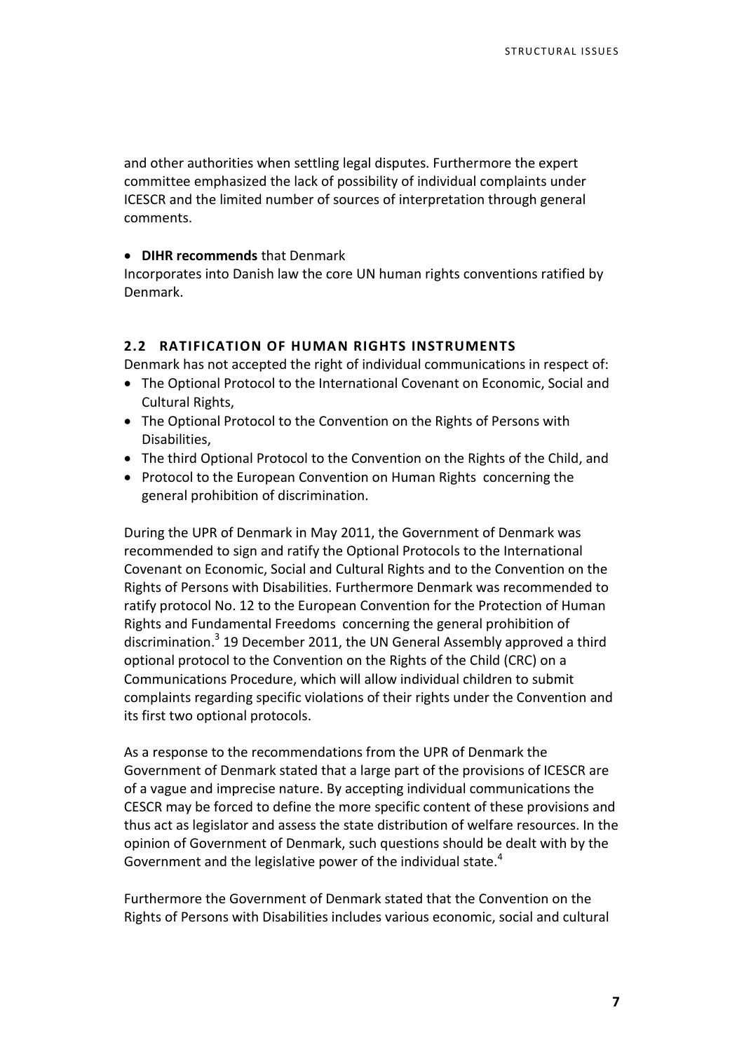and other authorities when settling legal disputes. Furthermore the expert committee emphasized the lack of possibility of individual complaints under ICESCR and the limited number of sources of interpretation through general comments.

- **DIHR recommends** that Denmark

Incorporates into Danish law the core UN human rights conventions ratified by Denmark.

## 2.2 RATIFICATION OF HUMAN RIGHTS INSTRUMENTS

Denmark has not accepted the right of individual communications in respect of:

- The Optional Protocol to the International Covenant on Economic, Social and Cultural Rights,
- The Optional Protocol to the Convention on the Rights of Persons with Disabilities,
- The third Optional Protocol to the Convention on the Rights of the Child, and
- Protocol to the European Convention on Human Rights concerning the general prohibition of discrimination.

During the UPR of Denmark in May 2011, the Government of Denmark was recommended to sign and ratify the Optional Protocols to the International Covenant on Economic, Social and Cultural Rights and to the Convention on the Rights of Persons with Disabilities. Furthermore Denmark was recommended to ratify protocol No. 12 to the European Convention for the Protection of Human Rights and Fundamental Freedoms concerning the general prohibition of discrimination.[3] 19 December 2011, the UN General Assembly approved a third optional protocol to the Convention on the Rights of the Child (CRC) on a Communications Procedure, which will allow individual children to submit complaints regarding specific violations of their rights under the Convention and its first two optional protocols.

As a response to the recommendations from the UPR of Denmark the Government of Denmark stated that a large part of the provisions of ICESCR are of a vague and imprecise nature. By accepting individual communications the CESCR may be forced to define the more specific content of these provisions and thus act as legislator and assess the state distribution of welfare resources. In the opinion of Government of Denmark, such questions should be dealt with by the Government and the legislative power of the individual state.[4]

Furthermore the Government of Denmark stated that the Convention on the Rights of Persons with Disabilities includes various economic, social and cultural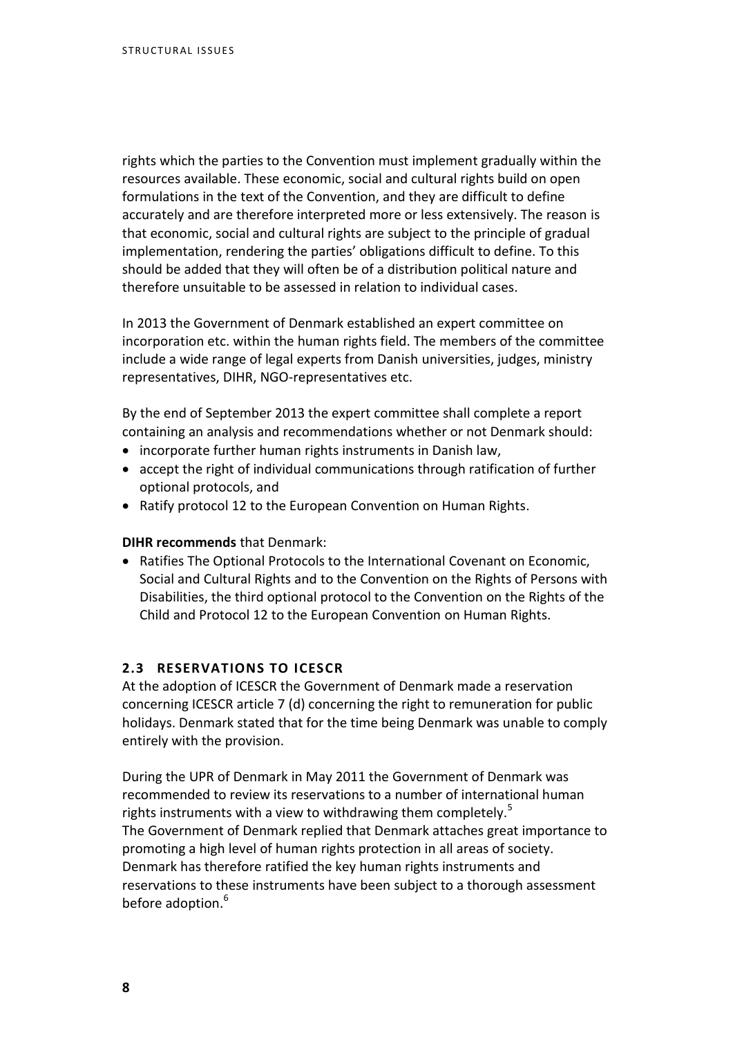rights which the parties to the Convention must implement gradually within the resources available. These economic, social and cultural rights build on open formulations in the text of the Convention, and they are difficult to define accurately and are therefore interpreted more or less extensively. The reason is that economic, social and cultural rights are subject to the principle of gradual implementation, rendering the parties' obligations difficult to define. To this should be added that they will often be of a distribution political nature and therefore unsuitable to be assessed in relation to individual cases.

In 2013 the Government of Denmark established an expert committee on incorporation etc. within the human rights field. The members of the committee include a wide range of legal experts from Danish universities, judges, ministry representatives, DIHR, NGO-representatives etc.

By the end of September 2013 the expert committee shall complete a report containing an analysis and recommendations whether or not Denmark should:

- incorporate further human rights instruments in Danish law,
- accept the right of individual communications through ratification of further optional protocols, and
- Ratify protocol 12 to the European Convention on Human Rights.

**DIHR recommends** that Denmark:

- Ratifies The Optional Protocols to the International Covenant on Economic, Social and Cultural Rights and to the Convention on the Rights of Persons with Disabilities, the third optional protocol to the Convention on the Rights of the Child and Protocol 12 to the European Convention on Human Rights.

### 2.3 RESERVATIONS TO ICESCR

At the adoption of ICESCR the Government of Denmark made a reservation concerning ICESCR article 7 (d) concerning the right to remuneration for public holidays. Denmark stated that for the time being Denmark was unable to comply entirely with the provision.

During the UPR of Denmark in May 2011 the Government of Denmark was recommended to review its reservations to a number of international human rights instruments with a view to withdrawing them completely.[5]
The Government of Denmark replied that Denmark attaches great importance to promoting a high level of human rights protection in all areas of society. Denmark has therefore ratified the key human rights instruments and reservations to these instruments have been subject to a thorough assessment before adoption.[6]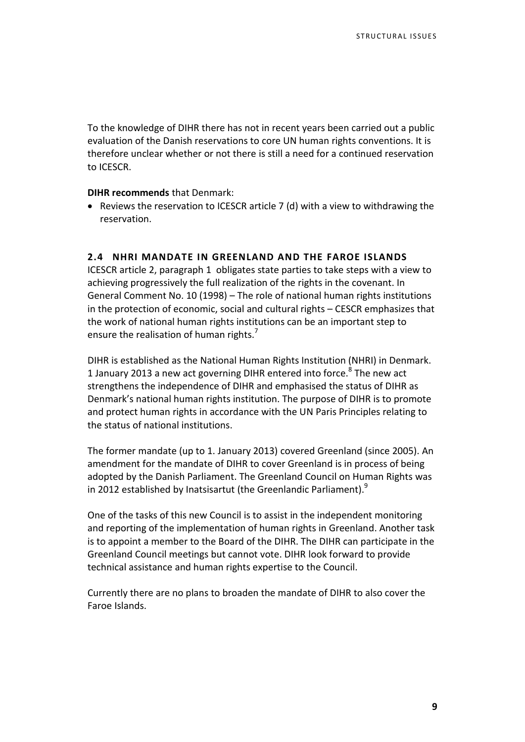To the knowledge of DIHR there has not in recent years been carried out a public evaluation of the Danish reservations to core UN human rights conventions. It is therefore unclear whether or not there is still a need for a continued reservation to ICESCR.

**DIHR recommends** that Denmark:

- Reviews the reservation to ICESCR article 7 (d) with a view to withdrawing the reservation.

## 2.4 NHRI MANDATE IN GREENLAND AND THE FAROE ISLANDS

ICESCR article 2, paragraph 1 obligates state parties to take steps with a view to achieving progressively the full realization of the rights in the covenant. In General Comment No. 10 (1998) – The role of national human rights institutions in the protection of economic, social and cultural rights – CESCR emphasizes that the work of national human rights institutions can be an important step to ensure the realisation of human rights.[7]

DIHR is established as the National Human Rights Institution (NHRI) in Denmark. 1 January 2013 a new act governing DIHR entered into force.[8] The new act strengthens the independence of DIHR and emphasised the status of DIHR as Denmark's national human rights institution. The purpose of DIHR is to promote and protect human rights in accordance with the UN Paris Principles relating to the status of national institutions.

The former mandate (up to 1. January 2013) covered Greenland (since 2005). An amendment for the mandate of DIHR to cover Greenland is in process of being adopted by the Danish Parliament. The Greenland Council on Human Rights was in 2012 established by Inatsisartut (the Greenlandic Parliament).[9]

One of the tasks of this new Council is to assist in the independent monitoring and reporting of the implementation of human rights in Greenland. Another task is to appoint a member to the Board of the DIHR. The DIHR can participate in the Greenland Council meetings but cannot vote. DIHR look forward to provide technical assistance and human rights expertise to the Council.

Currently there are no plans to broaden the mandate of DIHR to also cover the Faroe Islands.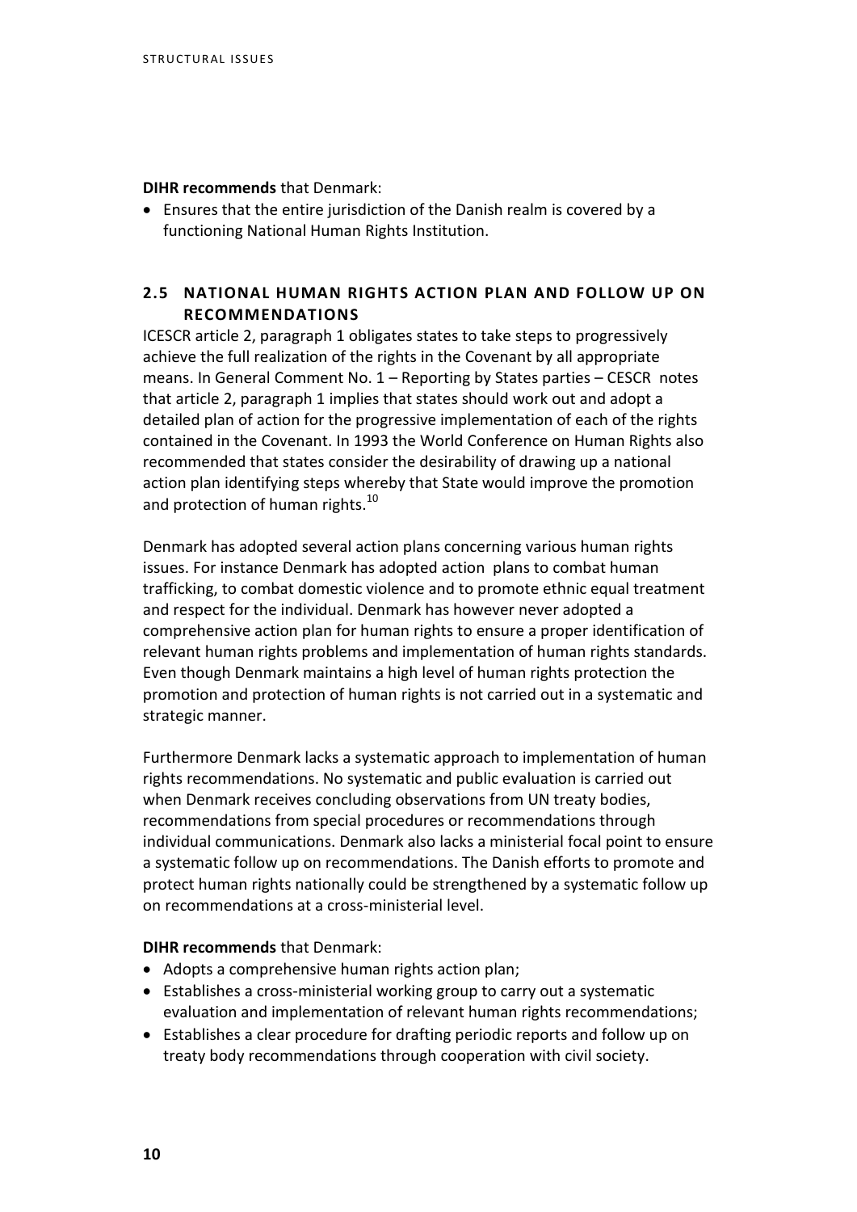**DIHR recommends** that Denmark:

- Ensures that the entire jurisdiction of the Danish realm is covered by a functioning National Human Rights Institution.

## 2.5 NATIONAL HUMAN RIGHTS ACTION PLAN AND FOLLOW UP ON RECOMMENDATIONS

ICESCR article 2, paragraph 1 obligates states to take steps to progressively achieve the full realization of the rights in the Covenant by all appropriate means. In General Comment No. 1 – Reporting by States parties – CESCR notes that article 2, paragraph 1 implies that states should work out and adopt a detailed plan of action for the progressive implementation of each of the rights contained in the Covenant. In 1993 the World Conference on Human Rights also recommended that states consider the desirability of drawing up a national action plan identifying steps whereby that State would improve the promotion and protection of human rights.[10]

Denmark has adopted several action plans concerning various human rights issues. For instance Denmark has adopted action plans to combat human trafficking, to combat domestic violence and to promote ethnic equal treatment and respect for the individual. Denmark has however never adopted a comprehensive action plan for human rights to ensure a proper identification of relevant human rights problems and implementation of human rights standards. Even though Denmark maintains a high level of human rights protection the promotion and protection of human rights is not carried out in a systematic and strategic manner.

Furthermore Denmark lacks a systematic approach to implementation of human rights recommendations. No systematic and public evaluation is carried out when Denmark receives concluding observations from UN treaty bodies, recommendations from special procedures or recommendations through individual communications. Denmark also lacks a ministerial focal point to ensure a systematic follow up on recommendations. The Danish efforts to promote and protect human rights nationally could be strengthened by a systematic follow up on recommendations at a cross-ministerial level.

**DIHR recommends** that Denmark:

- Adopts a comprehensive human rights action plan;
- Establishes a cross-ministerial working group to carry out a systematic evaluation and implementation of relevant human rights recommendations;
- Establishes a clear procedure for drafting periodic reports and follow up on treaty body recommendations through cooperation with civil society.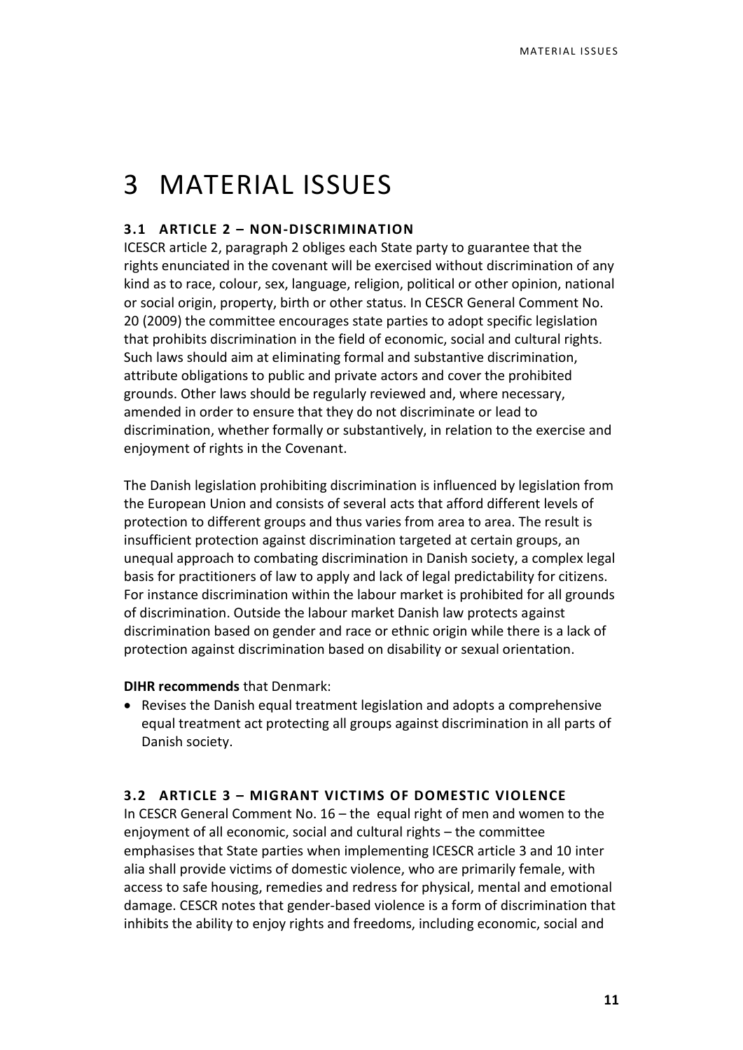# 3 MATERIAL ISSUES

## 3.1 ARTICLE 2 – NON-DISCRIMINATION

ICESCR article 2, paragraph 2 obliges each State party to guarantee that the rights enunciated in the covenant will be exercised without discrimination of any kind as to race, colour, sex, language, religion, political or other opinion, national or social origin, property, birth or other status. In CESCR General Comment No. 20 (2009) the committee encourages state parties to adopt specific legislation that prohibits discrimination in the field of economic, social and cultural rights. Such laws should aim at eliminating formal and substantive discrimination, attribute obligations to public and private actors and cover the prohibited grounds. Other laws should be regularly reviewed and, where necessary, amended in order to ensure that they do not discriminate or lead to discrimination, whether formally or substantively, in relation to the exercise and enjoyment of rights in the Covenant.

The Danish legislation prohibiting discrimination is influenced by legislation from the European Union and consists of several acts that afford different levels of protection to different groups and thus varies from area to area. The result is insufficient protection against discrimination targeted at certain groups, an unequal approach to combating discrimination in Danish society, a complex legal basis for practitioners of law to apply and lack of legal predictability for citizens. For instance discrimination within the labour market is prohibited for all grounds of discrimination. Outside the labour market Danish law protects against discrimination based on gender and race or ethnic origin while there is a lack of protection against discrimination based on disability or sexual orientation.

**DIHR recommends** that Denmark:

- Revises the Danish equal treatment legislation and adopts a comprehensive equal treatment act protecting all groups against discrimination in all parts of Danish society.

## 3.2 ARTICLE 3 – MIGRANT VICTIMS OF DOMESTIC VIOLENCE

In CESCR General Comment No. 16 – the equal right of men and women to the enjoyment of all economic, social and cultural rights – the committee emphasises that State parties when implementing ICESCR article 3 and 10 inter alia shall provide victims of domestic violence, who are primarily female, with access to safe housing, remedies and redress for physical, mental and emotional damage. CESCR notes that gender-based violence is a form of discrimination that inhibits the ability to enjoy rights and freedoms, including economic, social and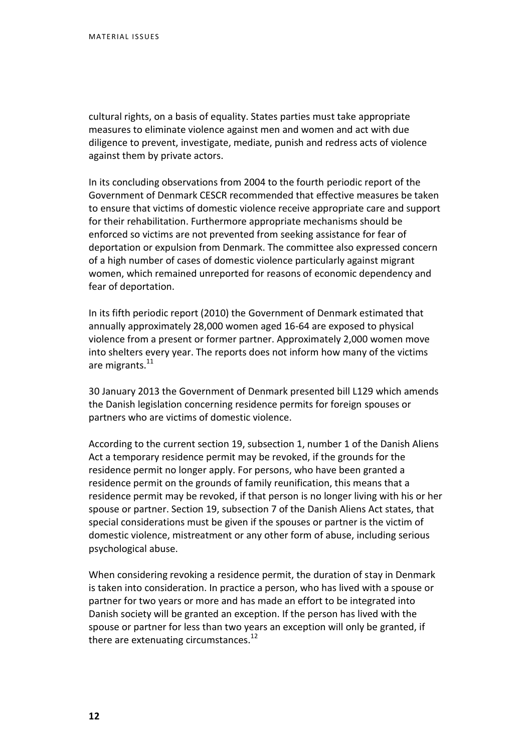cultural rights, on a basis of equality. States parties must take appropriate measures to eliminate violence against men and women and act with due diligence to prevent, investigate, mediate, punish and redress acts of violence against them by private actors.

In its concluding observations from 2004 to the fourth periodic report of the Government of Denmark CESCR recommended that effective measures be taken to ensure that victims of domestic violence receive appropriate care and support for their rehabilitation. Furthermore appropriate mechanisms should be enforced so victims are not prevented from seeking assistance for fear of deportation or expulsion from Denmark. The committee also expressed concern of a high number of cases of domestic violence particularly against migrant women, which remained unreported for reasons of economic dependency and fear of deportation.

In its fifth periodic report (2010) the Government of Denmark estimated that annually approximately 28,000 women aged 16-64 are exposed to physical violence from a present or former partner. Approximately 2,000 women move into shelters every year. The reports does not inform how many of the victims are migrants.[11]

30 January 2013 the Government of Denmark presented bill L129 which amends the Danish legislation concerning residence permits for foreign spouses or partners who are victims of domestic violence.

According to the current section 19, subsection 1, number 1 of the Danish Aliens Act a temporary residence permit may be revoked, if the grounds for the residence permit no longer apply. For persons, who have been granted a residence permit on the grounds of family reunification, this means that a residence permit may be revoked, if that person is no longer living with his or her spouse or partner. Section 19, subsection 7 of the Danish Aliens Act states, that special considerations must be given if the spouses or partner is the victim of domestic violence, mistreatment or any other form of abuse, including serious psychological abuse.

When considering revoking a residence permit, the duration of stay in Denmark is taken into consideration. In practice a person, who has lived with a spouse or partner for two years or more and has made an effort to be integrated into Danish society will be granted an exception. If the person has lived with the spouse or partner for less than two years an exception will only be granted, if there are extenuating circumstances.[12]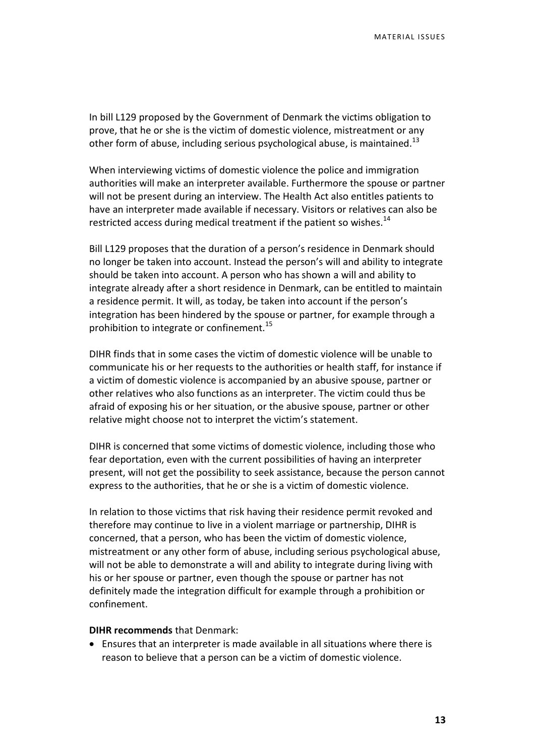In bill L129 proposed by the Government of Denmark the victims obligation to prove, that he or she is the victim of domestic violence, mistreatment or any other form of abuse, including serious psychological abuse, is maintained.[13]

When interviewing victims of domestic violence the police and immigration authorities will make an interpreter available. Furthermore the spouse or partner will not be present during an interview. The Health Act also entitles patients to have an interpreter made available if necessary. Visitors or relatives can also be restricted access during medical treatment if the patient so wishes.[14]

Bill L129 proposes that the duration of a person's residence in Denmark should no longer be taken into account. Instead the person's will and ability to integrate should be taken into account. A person who has shown a will and ability to integrate already after a short residence in Denmark, can be entitled to maintain a residence permit. It will, as today, be taken into account if the person's integration has been hindered by the spouse or partner, for example through a prohibition to integrate or confinement.[15]

DIHR finds that in some cases the victim of domestic violence will be unable to communicate his or her requests to the authorities or health staff, for instance if a victim of domestic violence is accompanied by an abusive spouse, partner or other relatives who also functions as an interpreter. The victim could thus be afraid of exposing his or her situation, or the abusive spouse, partner or other relative might choose not to interpret the victim's statement.

DIHR is concerned that some victims of domestic violence, including those who fear deportation, even with the current possibilities of having an interpreter present, will not get the possibility to seek assistance, because the person cannot express to the authorities, that he or she is a victim of domestic violence.

In relation to those victims that risk having their residence permit revoked and therefore may continue to live in a violent marriage or partnership, DIHR is concerned, that a person, who has been the victim of domestic violence, mistreatment or any other form of abuse, including serious psychological abuse, will not be able to demonstrate a will and ability to integrate during living with his or her spouse or partner, even though the spouse or partner has not definitely made the integration difficult for example through a prohibition or confinement.

**DIHR recommends** that Denmark:

- Ensures that an interpreter is made available in all situations where there is reason to believe that a person can be a victim of domestic violence.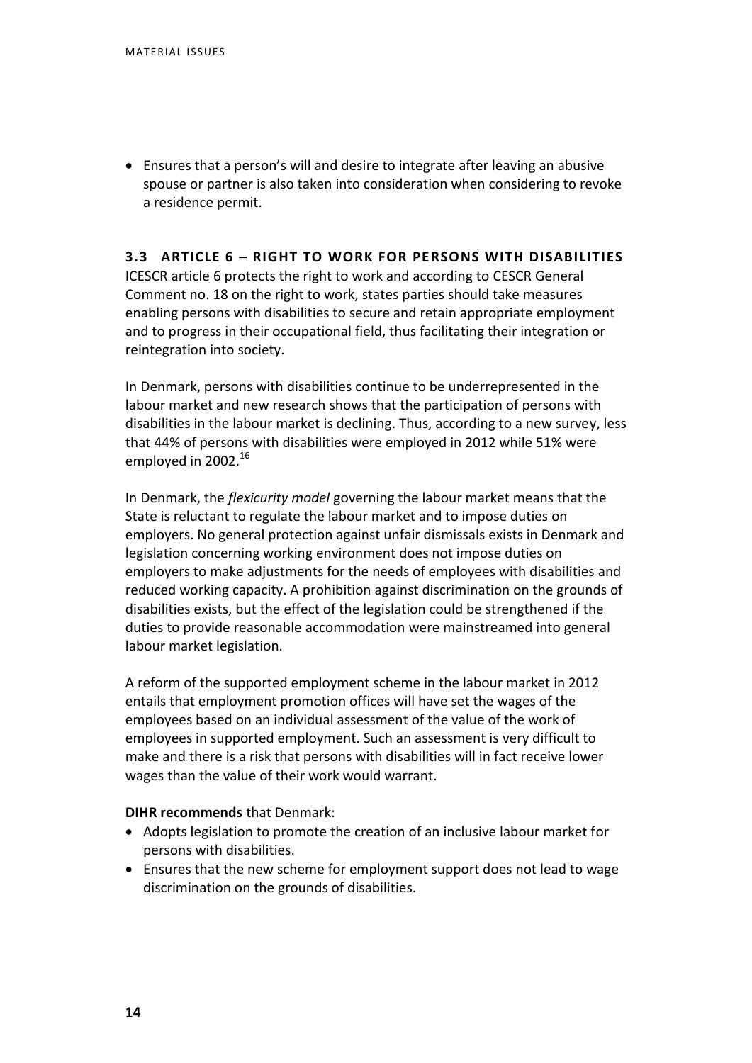- Ensures that a person's will and desire to integrate after leaving an abusive spouse or partner is also taken into consideration when considering to revoke a residence permit.

### 3.3 ARTICLE 6 – RIGHT TO WORK FOR PERSONS WITH DISABILITIES

ICESCR article 6 protects the right to work and according to CESCR General Comment no. 18 on the right to work, states parties should take measures enabling persons with disabilities to secure and retain appropriate employment and to progress in their occupational field, thus facilitating their integration or reintegration into society.

In Denmark, persons with disabilities continue to be underrepresented in the labour market and new research shows that the participation of persons with disabilities in the labour market is declining. Thus, according to a new survey, less that 44% of persons with disabilities were employed in 2012 while 51% were employed in 2002.[16]

In Denmark, the *flexicurity model* governing the labour market means that the State is reluctant to regulate the labour market and to impose duties on employers. No general protection against unfair dismissals exists in Denmark and legislation concerning working environment does not impose duties on employers to make adjustments for the needs of employees with disabilities and reduced working capacity. A prohibition against discrimination on the grounds of disabilities exists, but the effect of the legislation could be strengthened if the duties to provide reasonable accommodation were mainstreamed into general labour market legislation.

A reform of the supported employment scheme in the labour market in 2012 entails that employment promotion offices will have set the wages of the employees based on an individual assessment of the value of the work of employees in supported employment. Such an assessment is very difficult to make and there is a risk that persons with disabilities will in fact receive lower wages than the value of their work would warrant.

**DIHR recommends** that Denmark:

- Adopts legislation to promote the creation of an inclusive labour market for persons with disabilities.
- Ensures that the new scheme for employment support does not lead to wage discrimination on the grounds of disabilities.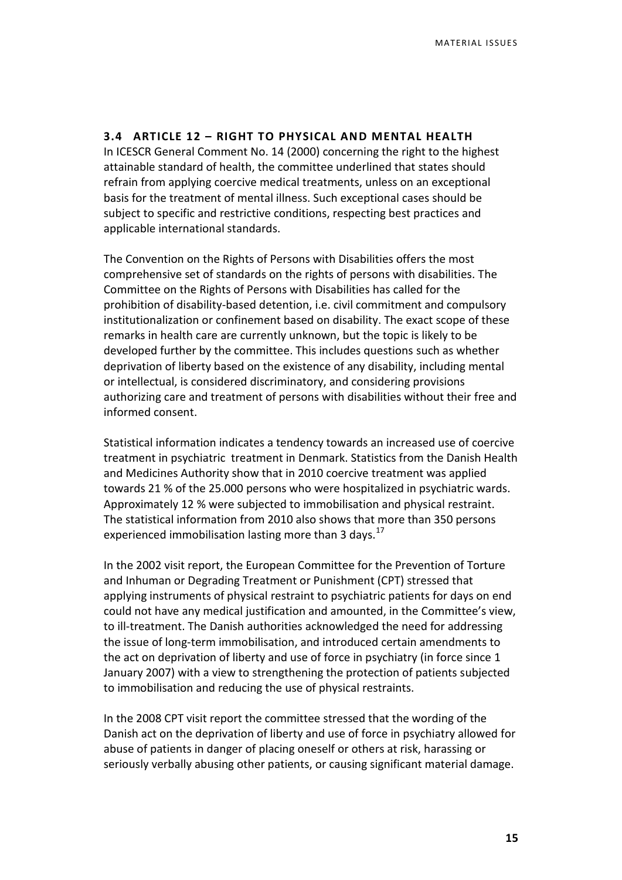### 3.4 ARTICLE 12 – RIGHT TO PHYSICAL AND MENTAL HEALTH

In ICESCR General Comment No. 14 (2000) concerning the right to the highest attainable standard of health, the committee underlined that states should refrain from applying coercive medical treatments, unless on an exceptional basis for the treatment of mental illness. Such exceptional cases should be subject to specific and restrictive conditions, respecting best practices and applicable international standards.

The Convention on the Rights of Persons with Disabilities offers the most comprehensive set of standards on the rights of persons with disabilities. The Committee on the Rights of Persons with Disabilities has called for the prohibition of disability-based detention, i.e. civil commitment and compulsory institutionalization or confinement based on disability. The exact scope of these remarks in health care are currently unknown, but the topic is likely to be developed further by the committee. This includes questions such as whether deprivation of liberty based on the existence of any disability, including mental or intellectual, is considered discriminatory, and considering provisions authorizing care and treatment of persons with disabilities without their free and informed consent.

Statistical information indicates a tendency towards an increased use of coercive treatment in psychiatric treatment in Denmark. Statistics from the Danish Health and Medicines Authority show that in 2010 coercive treatment was applied towards 21 % of the 25.000 persons who were hospitalized in psychiatric wards. Approximately 12 % were subjected to immobilisation and physical restraint. The statistical information from 2010 also shows that more than 350 persons experienced immobilisation lasting more than 3 days.[17]

In the 2002 visit report, the European Committee for the Prevention of Torture and Inhuman or Degrading Treatment or Punishment (CPT) stressed that applying instruments of physical restraint to psychiatric patients for days on end could not have any medical justification and amounted, in the Committee's view, to ill-treatment. The Danish authorities acknowledged the need for addressing the issue of long-term immobilisation, and introduced certain amendments to the act on deprivation of liberty and use of force in psychiatry (in force since 1 January 2007) with a view to strengthening the protection of patients subjected to immobilisation and reducing the use of physical restraints.

In the 2008 CPT visit report the committee stressed that the wording of the Danish act on the deprivation of liberty and use of force in psychiatry allowed for abuse of patients in danger of placing oneself or others at risk, harassing or seriously verbally abusing other patients, or causing significant material damage.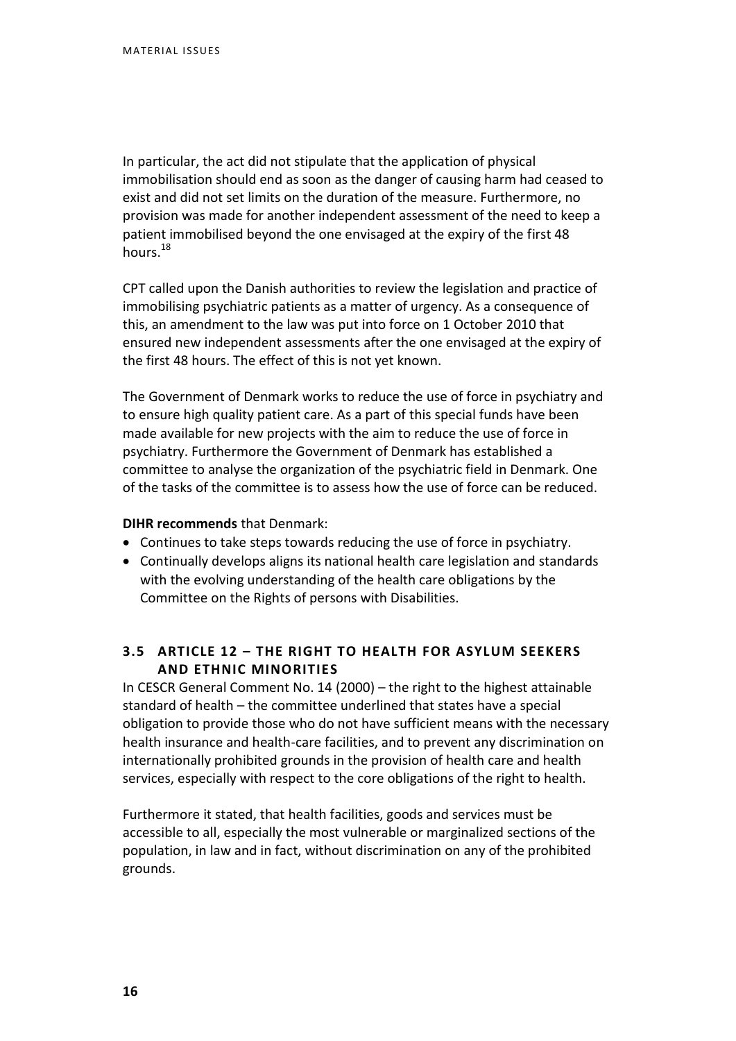In particular, the act did not stipulate that the application of physical immobilisation should end as soon as the danger of causing harm had ceased to exist and did not set limits on the duration of the measure. Furthermore, no provision was made for another independent assessment of the need to keep a patient immobilised beyond the one envisaged at the expiry of the first 48 hours.[18]

CPT called upon the Danish authorities to review the legislation and practice of immobilising psychiatric patients as a matter of urgency. As a consequence of this, an amendment to the law was put into force on 1 October 2010 that ensured new independent assessments after the one envisaged at the expiry of the first 48 hours. The effect of this is not yet known.

The Government of Denmark works to reduce the use of force in psychiatry and to ensure high quality patient care. As a part of this special funds have been made available for new projects with the aim to reduce the use of force in psychiatry. Furthermore the Government of Denmark has established a committee to analyse the organization of the psychiatric field in Denmark. One of the tasks of the committee is to assess how the use of force can be reduced.

**DIHR recommends** that Denmark:

- Continues to take steps towards reducing the use of force in psychiatry.
- Continually develops aligns its national health care legislation and standards with the evolving understanding of the health care obligations by the Committee on the Rights of persons with Disabilities.

## 3.5 ARTICLE 12 – THE RIGHT TO HEALTH FOR ASYLUM SEEKERS AND ETHNIC MINORITIES

In CESCR General Comment No. 14 (2000) – the right to the highest attainable standard of health – the committee underlined that states have a special obligation to provide those who do not have sufficient means with the necessary health insurance and health-care facilities, and to prevent any discrimination on internationally prohibited grounds in the provision of health care and health services, especially with respect to the core obligations of the right to health.

Furthermore it stated, that health facilities, goods and services must be accessible to all, especially the most vulnerable or marginalized sections of the population, in law and in fact, without discrimination on any of the prohibited grounds.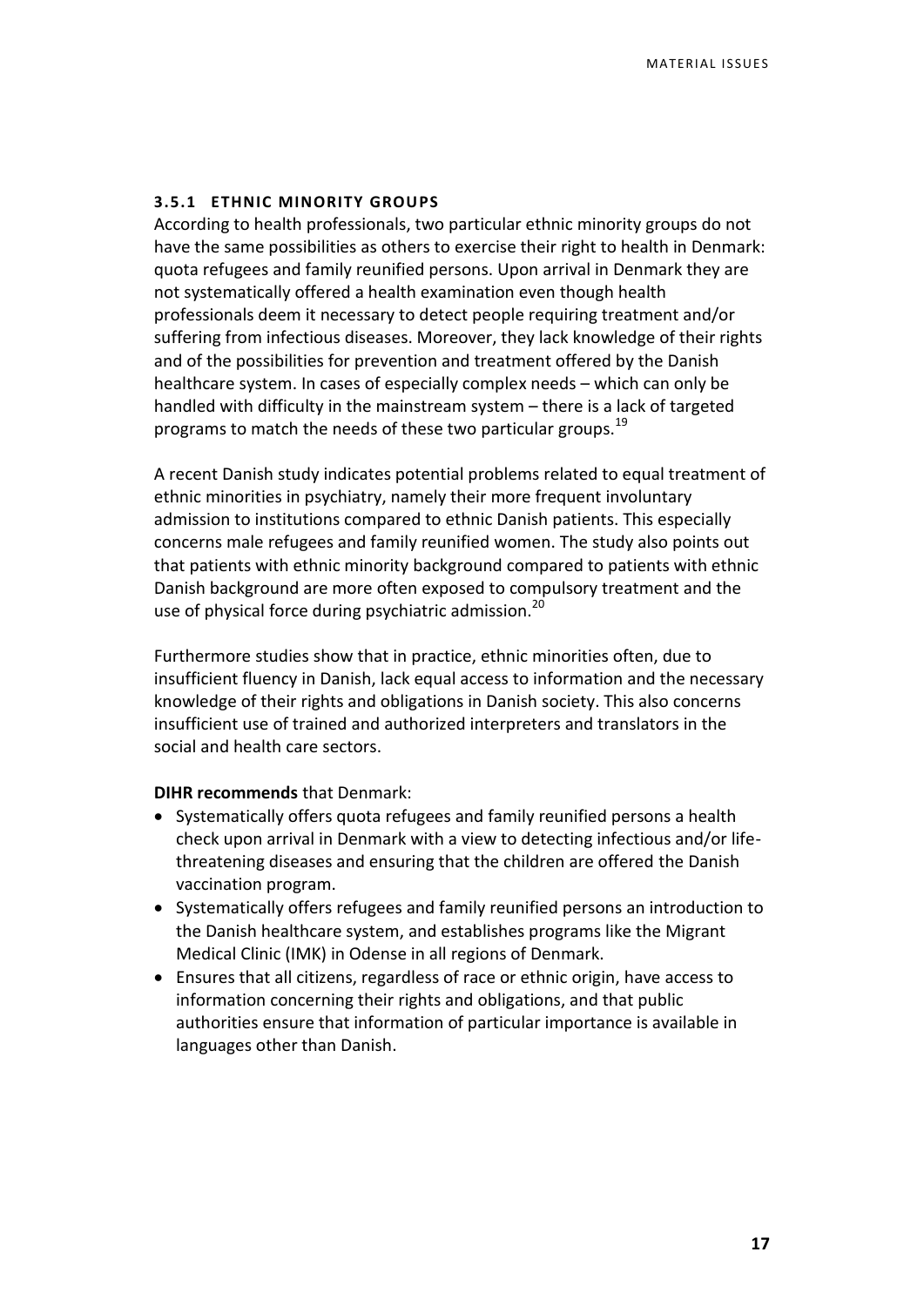### 3.5.1 ETHNIC MINORITY GROUPS

According to health professionals, two particular ethnic minority groups do not have the same possibilities as others to exercise their right to health in Denmark: quota refugees and family reunified persons. Upon arrival in Denmark they are not systematically offered a health examination even though health professionals deem it necessary to detect people requiring treatment and/or suffering from infectious diseases. Moreover, they lack knowledge of their rights and of the possibilities for prevention and treatment offered by the Danish healthcare system. In cases of especially complex needs – which can only be handled with difficulty in the mainstream system – there is a lack of targeted programs to match the needs of these two particular groups.[19]

A recent Danish study indicates potential problems related to equal treatment of ethnic minorities in psychiatry, namely their more frequent involuntary admission to institutions compared to ethnic Danish patients. This especially concerns male refugees and family reunified women. The study also points out that patients with ethnic minority background compared to patients with ethnic Danish background are more often exposed to compulsory treatment and the use of physical force during psychiatric admission.[20]

Furthermore studies show that in practice, ethnic minorities often, due to insufficient fluency in Danish, lack equal access to information and the necessary knowledge of their rights and obligations in Danish society. This also concerns insufficient use of trained and authorized interpreters and translators in the social and health care sectors.

**DIHR recommends** that Denmark:

- Systematically offers quota refugees and family reunified persons a health check upon arrival in Denmark with a view to detecting infectious and/or life-threatening diseases and ensuring that the children are offered the Danish vaccination program.
- Systematically offers refugees and family reunified persons an introduction to the Danish healthcare system, and establishes programs like the Migrant Medical Clinic (IMK) in Odense in all regions of Denmark.
- Ensures that all citizens, regardless of race or ethnic origin, have access to information concerning their rights and obligations, and that public authorities ensure that information of particular importance is available in languages other than Danish.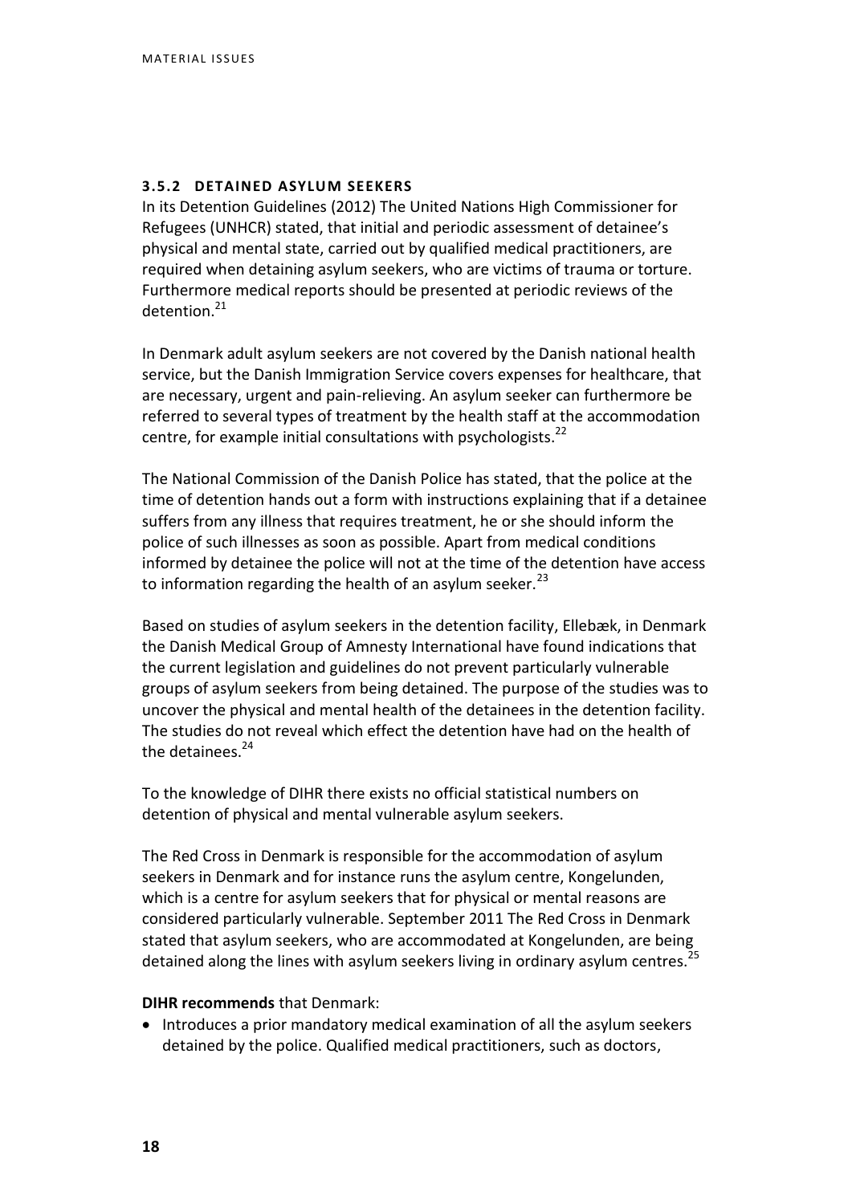### 3.5.2 DETAINED ASYLUM SEEKERS

In its Detention Guidelines (2012) The United Nations High Commissioner for Refugees (UNHCR) stated, that initial and periodic assessment of detainee's physical and mental state, carried out by qualified medical practitioners, are required when detaining asylum seekers, who are victims of trauma or torture. Furthermore medical reports should be presented at periodic reviews of the detention.[21]

In Denmark adult asylum seekers are not covered by the Danish national health service, but the Danish Immigration Service covers expenses for healthcare, that are necessary, urgent and pain-relieving. An asylum seeker can furthermore be referred to several types of treatment by the health staff at the accommodation centre, for example initial consultations with psychologists.[22]

The National Commission of the Danish Police has stated, that the police at the time of detention hands out a form with instructions explaining that if a detainee suffers from any illness that requires treatment, he or she should inform the police of such illnesses as soon as possible. Apart from medical conditions informed by detainee the police will not at the time of the detention have access to information regarding the health of an asylum seeker.[23]

Based on studies of asylum seekers in the detention facility, Ellebæk, in Denmark the Danish Medical Group of Amnesty International have found indications that the current legislation and guidelines do not prevent particularly vulnerable groups of asylum seekers from being detained. The purpose of the studies was to uncover the physical and mental health of the detainees in the detention facility. The studies do not reveal which effect the detention have had on the health of the detainees.[24]

To the knowledge of DIHR there exists no official statistical numbers on detention of physical and mental vulnerable asylum seekers.

The Red Cross in Denmark is responsible for the accommodation of asylum seekers in Denmark and for instance runs the asylum centre, Kongelunden, which is a centre for asylum seekers that for physical or mental reasons are considered particularly vulnerable. September 2011 The Red Cross in Denmark stated that asylum seekers, who are accommodated at Kongelunden, are being detained along the lines with asylum seekers living in ordinary asylum centres.[25]

**DIHR recommends** that Denmark:

- Introduces a prior mandatory medical examination of all the asylum seekers detained by the police. Qualified medical practitioners, such as doctors,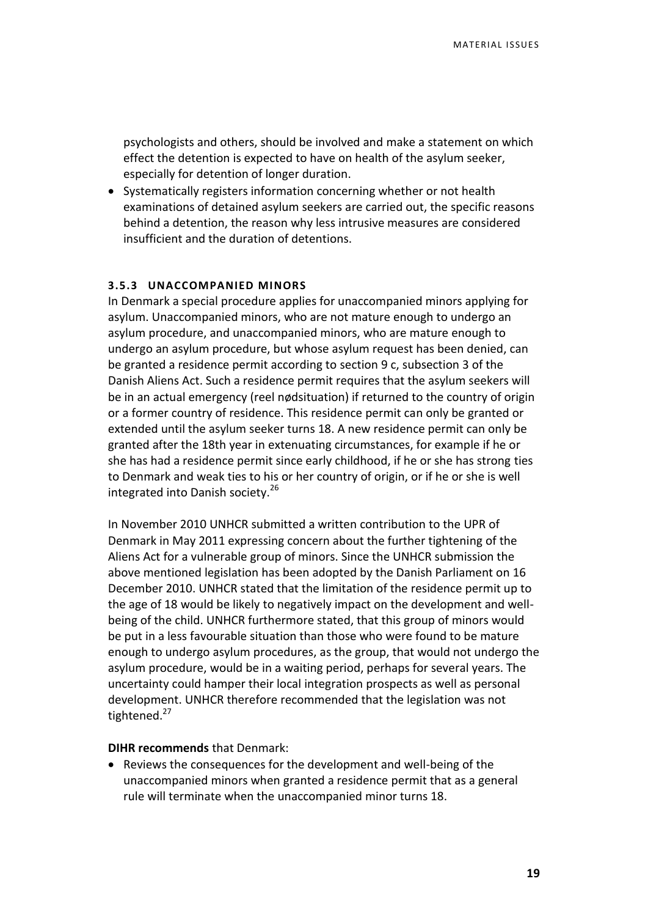psychologists and others, should be involved and make a statement on which effect the detention is expected to have on health of the asylum seeker, especially for detention of longer duration.

- Systematically registers information concerning whether or not health examinations of detained asylum seekers are carried out, the specific reasons behind a detention, the reason why less intrusive measures are considered insufficient and the duration of detentions.

### 3.5.3 UNACCOMPANIED MINORS

In Denmark a special procedure applies for unaccompanied minors applying for asylum. Unaccompanied minors, who are not mature enough to undergo an asylum procedure, and unaccompanied minors, who are mature enough to undergo an asylum procedure, but whose asylum request has been denied, can be granted a residence permit according to section 9 c, subsection 3 of the Danish Aliens Act. Such a residence permit requires that the asylum seekers will be in an actual emergency (reel nødsituation) if returned to the country of origin or a former country of residence. This residence permit can only be granted or extended until the asylum seeker turns 18. A new residence permit can only be granted after the 18th year in extenuating circumstances, for example if he or she has had a residence permit since early childhood, if he or she has strong ties to Denmark and weak ties to his or her country of origin, or if he or she is well integrated into Danish society.[26]

In November 2010 UNHCR submitted a written contribution to the UPR of Denmark in May 2011 expressing concern about the further tightening of the Aliens Act for a vulnerable group of minors. Since the UNHCR submission the above mentioned legislation has been adopted by the Danish Parliament on 16 December 2010. UNHCR stated that the limitation of the residence permit up to the age of 18 would be likely to negatively impact on the development and well-being of the child. UNHCR furthermore stated, that this group of minors would be put in a less favourable situation than those who were found to be mature enough to undergo asylum procedures, as the group, that would not undergo the asylum procedure, would be in a waiting period, perhaps for several years. The uncertainty could hamper their local integration prospects as well as personal development. UNHCR therefore recommended that the legislation was not tightened.[27]

**DIHR recommends** that Denmark:

- Reviews the consequences for the development and well-being of the unaccompanied minors when granted a residence permit that as a general rule will terminate when the unaccompanied minor turns 18.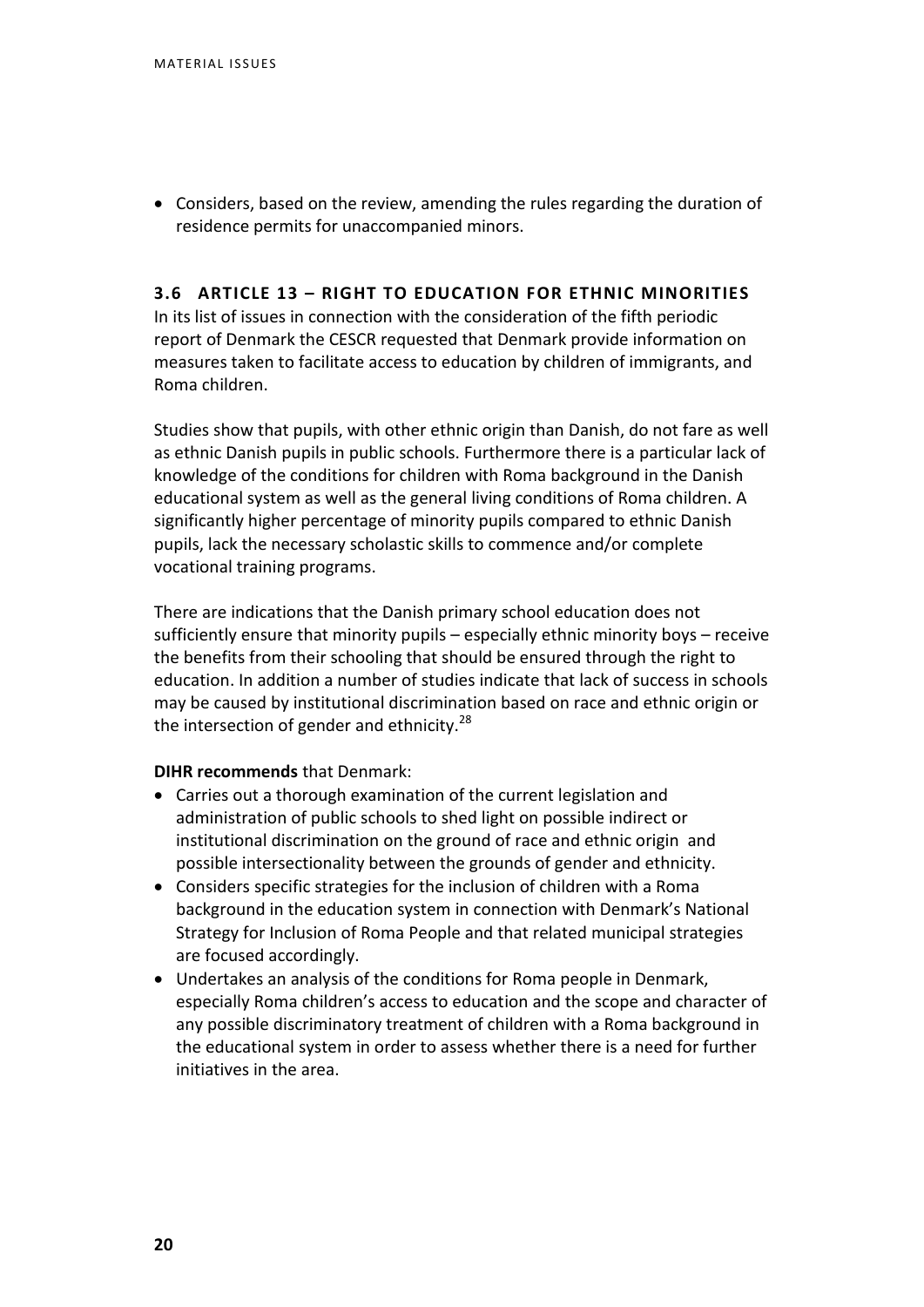- Considers, based on the review, amending the rules regarding the duration of residence permits for unaccompanied minors.

### 3.6 ARTICLE 13 – RIGHT TO EDUCATION FOR ETHNIC MINORITIES

In its list of issues in connection with the consideration of the fifth periodic report of Denmark the CESCR requested that Denmark provide information on measures taken to facilitate access to education by children of immigrants, and Roma children.

Studies show that pupils, with other ethnic origin than Danish, do not fare as well as ethnic Danish pupils in public schools. Furthermore there is a particular lack of knowledge of the conditions for children with Roma background in the Danish educational system as well as the general living conditions of Roma children. A significantly higher percentage of minority pupils compared to ethnic Danish pupils, lack the necessary scholastic skills to commence and/or complete vocational training programs.

There are indications that the Danish primary school education does not sufficiently ensure that minority pupils – especially ethnic minority boys – receive the benefits from their schooling that should be ensured through the right to education. In addition a number of studies indicate that lack of success in schools may be caused by institutional discrimination based on race and ethnic origin or the intersection of gender and ethnicity.[28]

**DIHR recommends** that Denmark:

- Carries out a thorough examination of the current legislation and administration of public schools to shed light on possible indirect or institutional discrimination on the ground of race and ethnic origin and possible intersectionality between the grounds of gender and ethnicity.
- Considers specific strategies for the inclusion of children with a Roma background in the education system in connection with Denmark's National Strategy for Inclusion of Roma People and that related municipal strategies are focused accordingly.
- Undertakes an analysis of the conditions for Roma people in Denmark, especially Roma children's access to education and the scope and character of any possible discriminatory treatment of children with a Roma background in the educational system in order to assess whether there is a need for further initiatives in the area.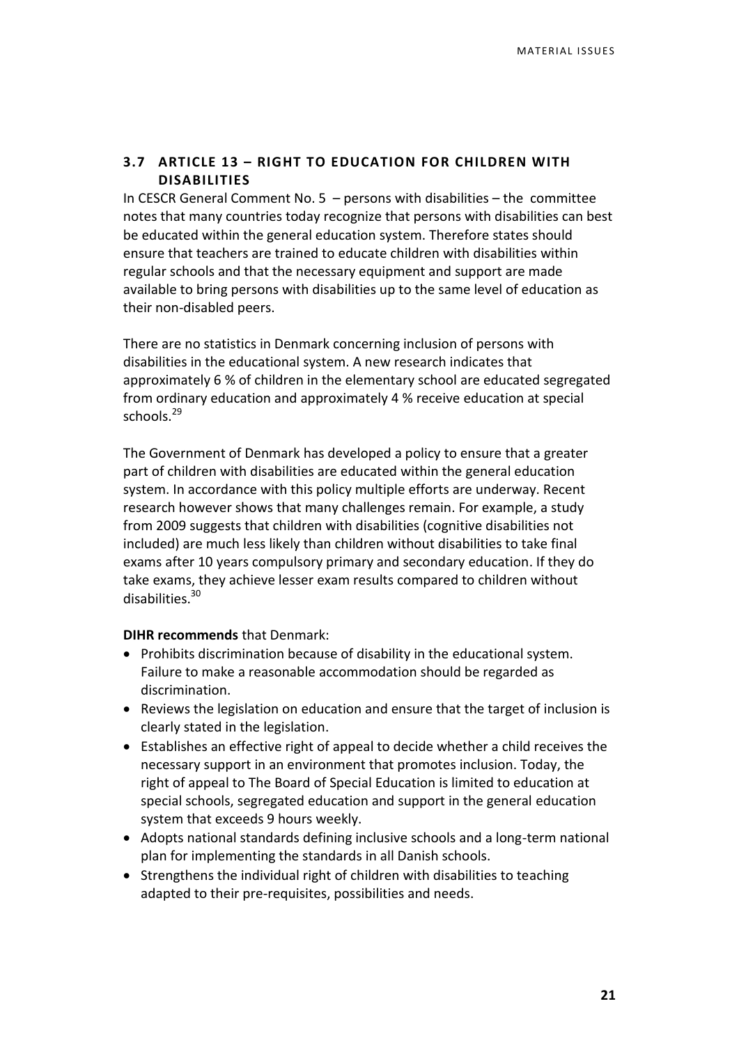## 3.7 ARTICLE 13 – RIGHT TO EDUCATION FOR CHILDREN WITH DISABILITIES

In CESCR General Comment No. 5 – persons with disabilities – the committee notes that many countries today recognize that persons with disabilities can best be educated within the general education system. Therefore states should ensure that teachers are trained to educate children with disabilities within regular schools and that the necessary equipment and support are made available to bring persons with disabilities up to the same level of education as their non-disabled peers.

There are no statistics in Denmark concerning inclusion of persons with disabilities in the educational system. A new research indicates that approximately 6 % of children in the elementary school are educated segregated from ordinary education and approximately 4 % receive education at special schools.[29]

The Government of Denmark has developed a policy to ensure that a greater part of children with disabilities are educated within the general education system. In accordance with this policy multiple efforts are underway. Recent research however shows that many challenges remain. For example, a study from 2009 suggests that children with disabilities (cognitive disabilities not included) are much less likely than children without disabilities to take final exams after 10 years compulsory primary and secondary education. If they do take exams, they achieve lesser exam results compared to children without disabilities.[30]

**DIHR recommends** that Denmark:

- Prohibits discrimination because of disability in the educational system. Failure to make a reasonable accommodation should be regarded as discrimination.
- Reviews the legislation on education and ensure that the target of inclusion is clearly stated in the legislation.
- Establishes an effective right of appeal to decide whether a child receives the necessary support in an environment that promotes inclusion. Today, the right of appeal to The Board of Special Education is limited to education at special schools, segregated education and support in the general education system that exceeds 9 hours weekly.
- Adopts national standards defining inclusive schools and a long-term national plan for implementing the standards in all Danish schools.
- Strengthens the individual right of children with disabilities to teaching adapted to their pre-requisites, possibilities and needs.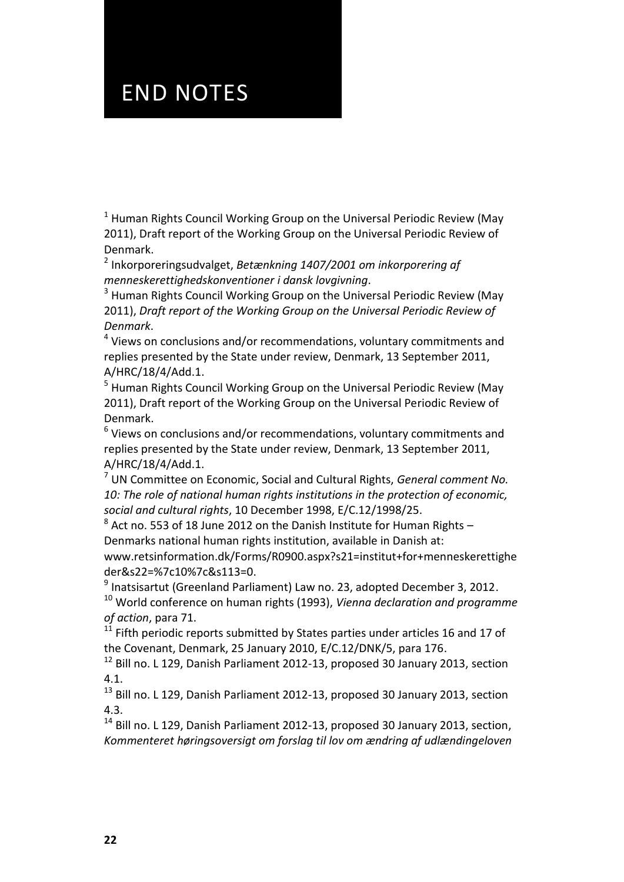# END NOTES

[1] Human Rights Council Working Group on the Universal Periodic Review (May 2011), Draft report of the Working Group on the Universal Periodic Review of Denmark.

[2] Inkorporeringsudvalget, *Betænkning 1407/2001 om inkorporering af menneskerettighedskonventioner i dansk lovgivning*.

[3] Human Rights Council Working Group on the Universal Periodic Review (May 2011), *Draft report of the Working Group on the Universal Periodic Review of Denmark*.

[4] Views on conclusions and/or recommendations, voluntary commitments and replies presented by the State under review, Denmark, 13 September 2011, A/HRC/18/4/Add.1.

[5] Human Rights Council Working Group on the Universal Periodic Review (May 2011), Draft report of the Working Group on the Universal Periodic Review of Denmark.

[6] Views on conclusions and/or recommendations, voluntary commitments and replies presented by the State under review, Denmark, 13 September 2011, A/HRC/18/4/Add.1.

[7] UN Committee on Economic, Social and Cultural Rights, *General comment No. 10: The role of national human rights institutions in the protection of economic, social and cultural rights*, 10 December 1998, E/C.12/1998/25.

[8] Act no. 553 of 18 June 2012 on the Danish Institute for Human Rights – Denmarks national human rights institution, available in Danish at: www.retsinformation.dk/Forms/R0900.aspx?s21=institut+for+menneskerettigheder&s22=%7c10%7c&s113=0.

[9] Inatsisartut (Greenland Parliament) Law no. 23, adopted December 3, 2012.

[10] World conference on human rights (1993), *Vienna declaration and programme of action*, para 71.

[11] Fifth periodic reports submitted by States parties under articles 16 and 17 of the Covenant, Denmark, 25 January 2010, E/C.12/DNK/5, para 176.

[12] Bill no. L 129, Danish Parliament 2012-13, proposed 30 January 2013, section 4.1.

[13] Bill no. L 129, Danish Parliament 2012-13, proposed 30 January 2013, section 4.3.

[14] Bill no. L 129, Danish Parliament 2012-13, proposed 30 January 2013, section, *Kommenteret høringsoversigt om forslag til lov om ændring af udlændingeloven*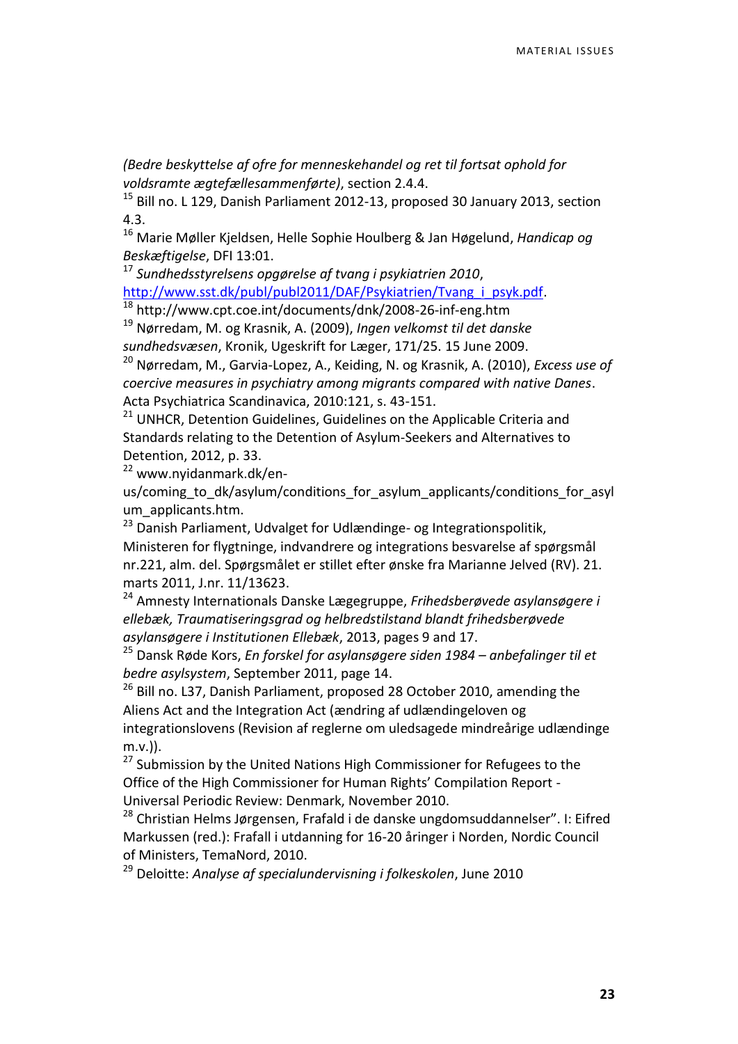*(Bedre beskyttelse af ofre for menneskehandel og ret til fortsat ophold for voldsramte ægtefællesammenførte)*, section 2.4.4.

[15] Bill no. L 129, Danish Parliament 2012-13, proposed 30 January 2013, section 4.3.

[16] Marie Møller Kjeldsen, Helle Sophie Houlberg & Jan Høgelund, *Handicap og Beskæftigelse*, DFI 13:01.

[17] *Sundhedsstyrelsens opgørelse af tvang i psykiatrien 2010*, http://www.sst.dk/publ/publ2011/DAF/Psykiatrien/Tvang_i_psyk.pdf.

[18] http://www.cpt.coe.int/documents/dnk/2008-26-inf-eng.htm

[19] Nørredam, M. og Krasnik, A. (2009), *Ingen velkomst til det danske sundhedsvæsen*, Kronik, Ugeskrift for Læger, 171/25. 15 June 2009.

[20] Nørredam, M., Garvia-Lopez, A., Keiding, N. og Krasnik, A. (2010), *Excess use of coercive measures in psychiatry among migrants compared with native Danes*. Acta Psychiatrica Scandinavica, 2010:121, s. 43-151.

[21] UNHCR, Detention Guidelines, Guidelines on the Applicable Criteria and Standards relating to the Detention of Asylum-Seekers and Alternatives to Detention, 2012, p. 33.

[22] www.nyidanmark.dk/en-us/coming_to_dk/asylum/conditions_for_asylum_applicants/conditions_for_asylum_applicants.htm.

[23] Danish Parliament, Udvalget for Udlændinge- og Integrationspolitik, Ministeren for flygtninge, indvandrere og integrations besvarelse af spørgsmål nr.221, alm. del. Spørgsmålet er stillet efter ønske fra Marianne Jelved (RV). 21. marts 2011, J.nr. 11/13623.

[24] Amnesty Internationals Danske Lægegruppe, *Frihedsberøvede asylansøgere i ellebæk, Traumatiseringsgrad og helbredstilstand blandt frihedsberøvede asylansøgere i Institutionen Ellebæk*, 2013, pages 9 and 17.

[25] Dansk Røde Kors, *En forskel for asylansøgere siden 1984 – anbefalinger til et bedre asylsystem*, September 2011, page 14.

[26] Bill no. L37, Danish Parliament, proposed 28 October 2010, amending the Aliens Act and the Integration Act (ændring af udlændingeloven og integrationslovens (Revision af reglerne om uledsagede mindreårige udlændinge m.v.)).

[27] Submission by the United Nations High Commissioner for Refugees to the Office of the High Commissioner for Human Rights' Compilation Report - Universal Periodic Review: Denmark, November 2010.

[28] Christian Helms Jørgensen, Frafald i de danske ungdomsuddannelser". I: Eifred Markussen (red.): Frafall i utdanning for 16-20 åringer i Norden, Nordic Council of Ministers, TemaNord, 2010.

[29] Deloitte: *Analyse af specialundervisning i folkeskolen*, June 2010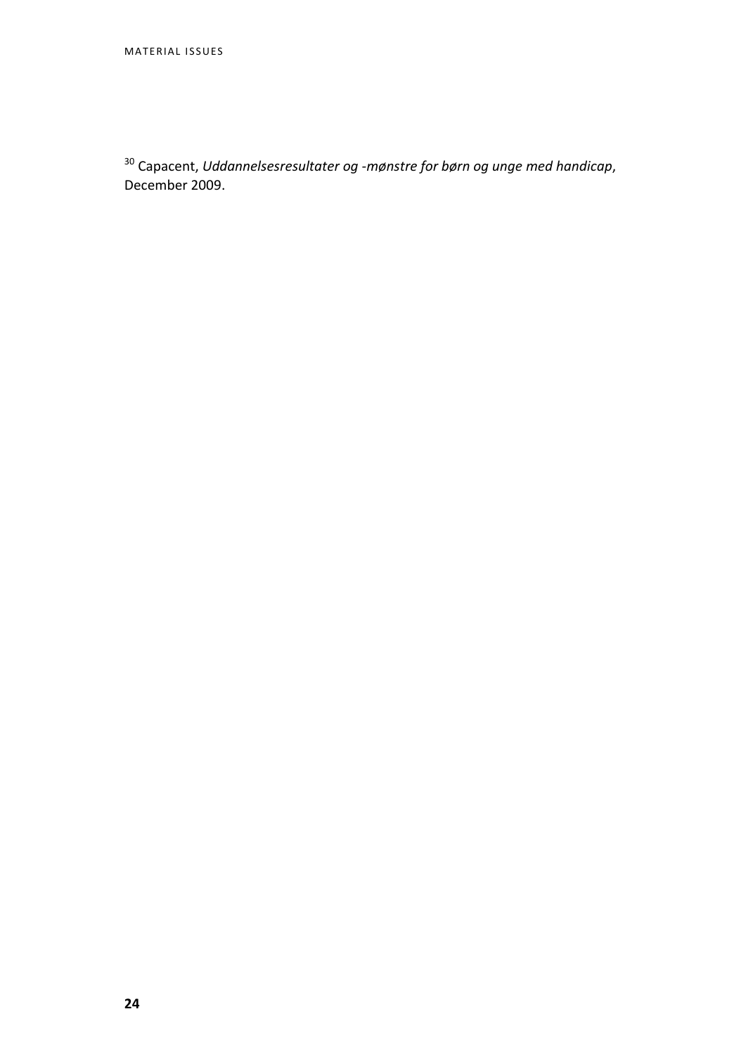[30] Capacent, *Uddannelsesresultater og -mønstre for børn og unge med handicap*, December 2009.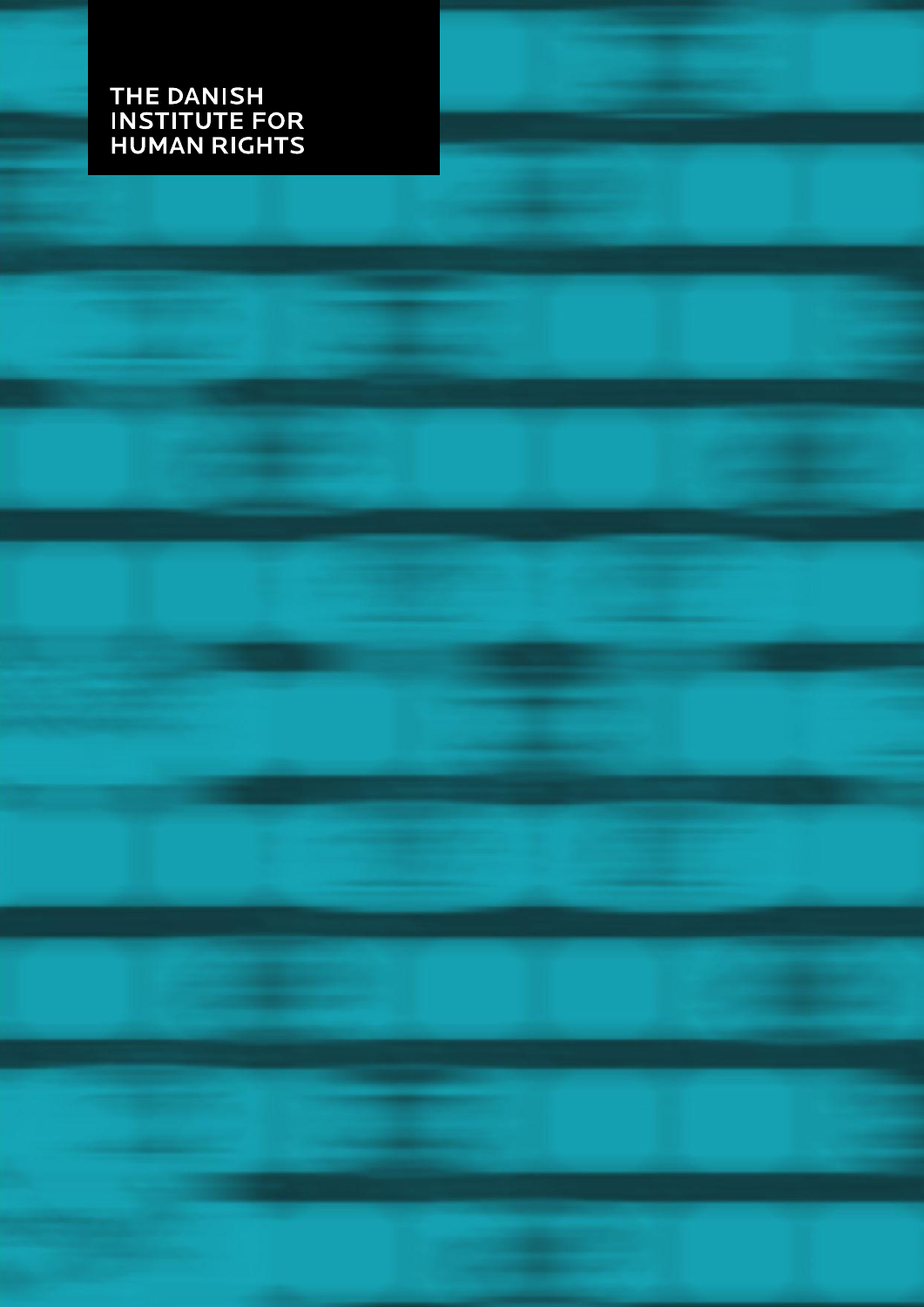THE DANISH INSTITUTE FOR HUMAN RIGHTS